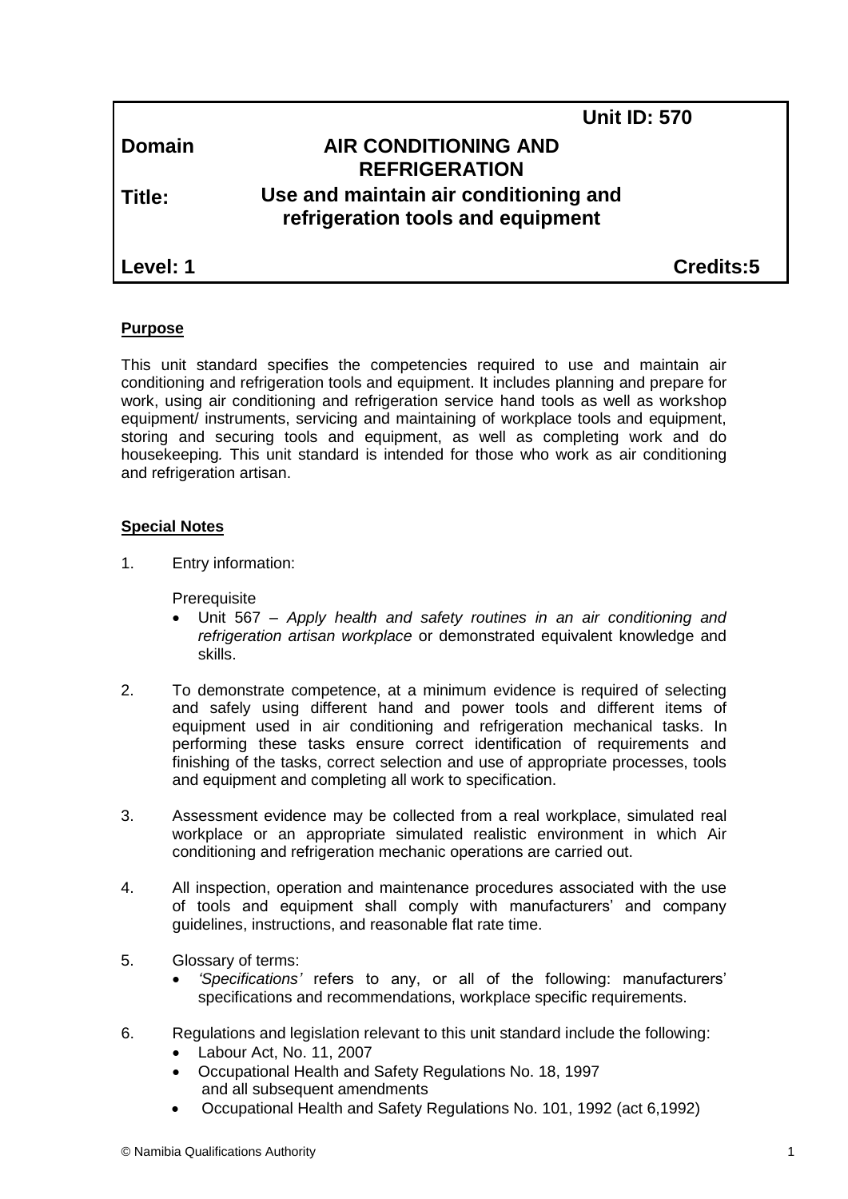| | Unit ID: 570 |
|---|---|
| **Domain** | **AIR CONDITIONING AND REFRIGERATION** |
| **Title:** | **Use and maintain air conditioning and refrigeration tools and equipment** |
| **Level: 1** | **Credits:5** |

**Purpose**

This unit standard specifies the competencies required to use and maintain air conditioning and refrigeration tools and equipment. It includes planning and prepare for work, using air conditioning and refrigeration service hand tools as well as workshop equipment/ instruments, servicing and maintaining of workplace tools and equipment, storing and securing tools and equipment, as well as completing work and do housekeeping*.* This unit standard is intended for those who work as air conditioning and refrigeration artisan.

**Special Notes**

1. Entry information:

   Prerequisite

   - Unit 567 – *Apply health and safety routines in an air conditioning and refrigeration artisan workplace* or demonstrated equivalent knowledge and skills.

2. To demonstrate competence, at a minimum evidence is required of selecting and safely using different hand and power tools and different items of equipment used in air conditioning and refrigeration mechanical tasks. In performing these tasks ensure correct identification of requirements and finishing of the tasks, correct selection and use of appropriate processes, tools and equipment and completing all work to specification.

3. Assessment evidence may be collected from a real workplace, simulated real workplace or an appropriate simulated realistic environment in which Air conditioning and refrigeration mechanic operations are carried out.

4. All inspection, operation and maintenance procedures associated with the use of tools and equipment shall comply with manufacturers' and company guidelines, instructions, and reasonable flat rate time.

5. Glossary of terms:
   - *'Specifications'* refers to any, or all of the following: manufacturers' specifications and recommendations, workplace specific requirements.

6. Regulations and legislation relevant to this unit standard include the following:
   - Labour Act, No. 11, 2007
   - Occupational Health and Safety Regulations No. 18, 1997 and all subsequent amendments
   - Occupational Health and Safety Regulations No. 101, 1992 (act 6,1992)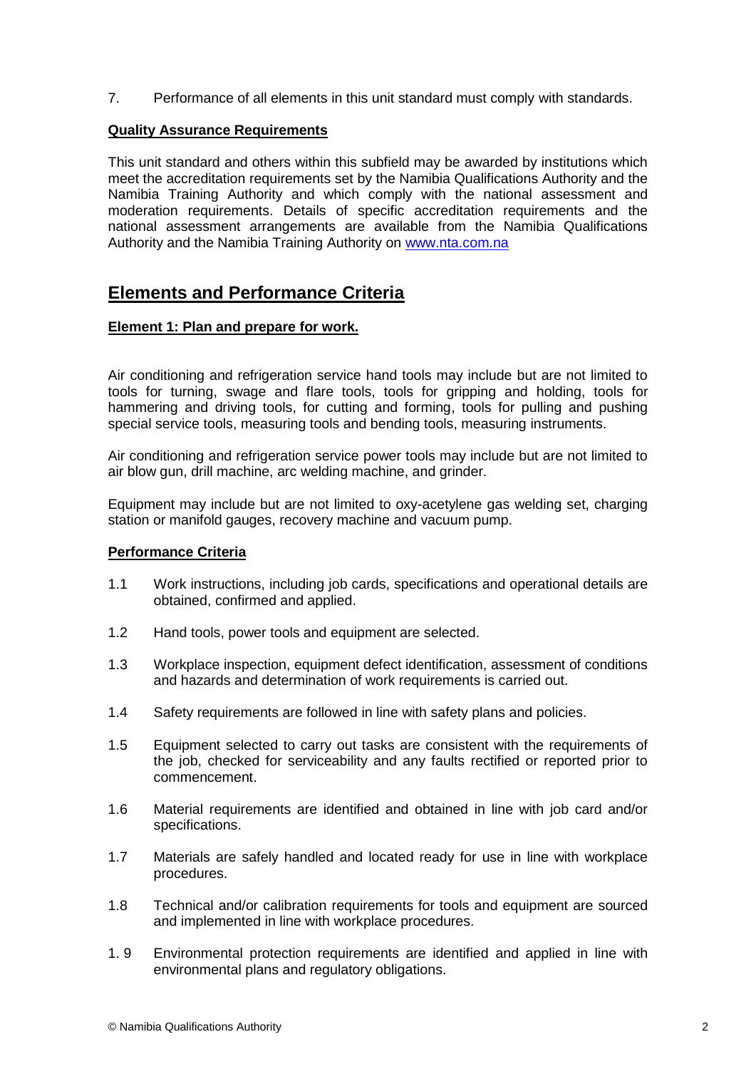7. Performance of all elements in this unit standard must comply with standards.

**Quality Assurance Requirements**

This unit standard and others within this subfield may be awarded by institutions which meet the accreditation requirements set by the Namibia Qualifications Authority and the Namibia Training Authority and which comply with the national assessment and moderation requirements. Details of specific accreditation requirements and the national assessment arrangements are available from the Namibia Qualifications Authority and the Namibia Training Authority on [www.nta.com.na](www.nta.com.na)

# Elements and Performance Criteria

**Element 1: Plan and prepare for work.**

Air conditioning and refrigeration service hand tools may include but are not limited to tools for turning, swage and flare tools, tools for gripping and holding, tools for hammering and driving tools, for cutting and forming, tools for pulling and pushing special service tools, measuring tools and bending tools, measuring instruments.

Air conditioning and refrigeration service power tools may include but are not limited to air blow gun, drill machine, arc welding machine, and grinder.

Equipment may include but are not limited to oxy-acetylene gas welding set, charging station or manifold gauges, recovery machine and vacuum pump.

**Performance Criteria**

1.1 Work instructions, including job cards, specifications and operational details are obtained, confirmed and applied.

1.2 Hand tools, power tools and equipment are selected.

1.3 Workplace inspection, equipment defect identification, assessment of conditions and hazards and determination of work requirements is carried out.

1.4 Safety requirements are followed in line with safety plans and policies.

1.5 Equipment selected to carry out tasks are consistent with the requirements of the job, checked for serviceability and any faults rectified or reported prior to commencement.

1.6 Material requirements are identified and obtained in line with job card and/or specifications.

1.7 Materials are safely handled and located ready for use in line with workplace procedures.

1.8 Technical and/or calibration requirements for tools and equipment are sourced and implemented in line with workplace procedures.

1.9 Environmental protection requirements are identified and applied in line with environmental plans and regulatory obligations.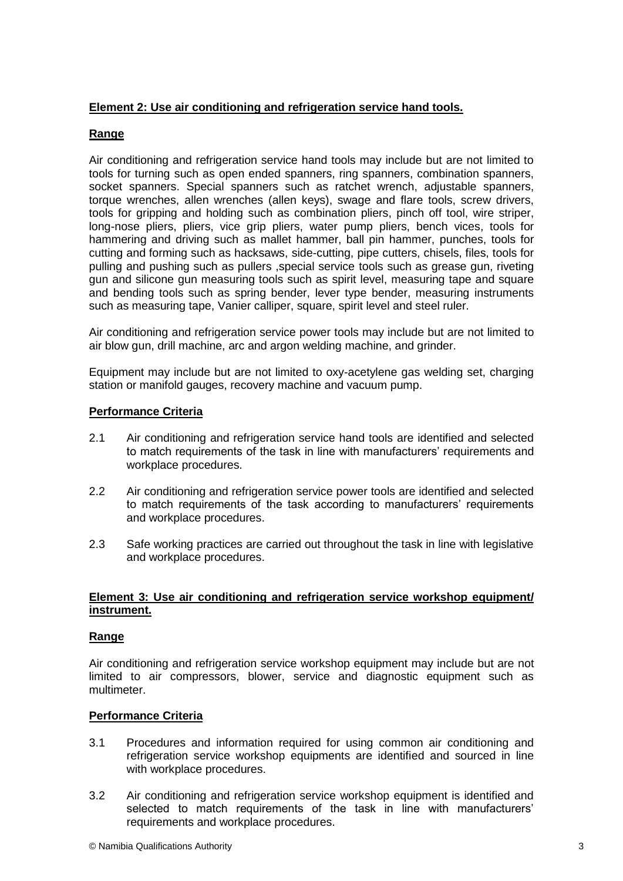**Element 2: Use air conditioning and refrigeration service hand tools.**

**Range**

Air conditioning and refrigeration service hand tools may include but are not limited to tools for turning such as open ended spanners, ring spanners, combination spanners, socket spanners. Special spanners such as ratchet wrench, adjustable spanners, torque wrenches, allen wrenches (allen keys), swage and flare tools, screw drivers, tools for gripping and holding such as combination pliers, pinch off tool, wire striper, long-nose pliers, pliers, vice grip pliers, water pump pliers, bench vices, tools for hammering and driving such as mallet hammer, ball pin hammer, punches, tools for cutting and forming such as hacksaws, side-cutting, pipe cutters, chisels, files, tools for pulling and pushing such as pullers ,special service tools such as grease gun, riveting gun and silicone gun measuring tools such as spirit level, measuring tape and square and bending tools such as spring bender, lever type bender, measuring instruments such as measuring tape, Vanier calliper, square, spirit level and steel ruler.

Air conditioning and refrigeration service power tools may include but are not limited to air blow gun, drill machine, arc and argon welding machine, and grinder.

Equipment may include but are not limited to oxy-acetylene gas welding set, charging station or manifold gauges, recovery machine and vacuum pump.

**Performance Criteria**

2.1 Air conditioning and refrigeration service hand tools are identified and selected to match requirements of the task in line with manufacturers' requirements and workplace procedures.

2.2 Air conditioning and refrigeration service power tools are identified and selected to match requirements of the task according to manufacturers' requirements and workplace procedures.

2.3 Safe working practices are carried out throughout the task in line with legislative and workplace procedures.

**Element 3: Use air conditioning and refrigeration service workshop equipment/ instrument.**

**Range**

Air conditioning and refrigeration service workshop equipment may include but are not limited to air compressors, blower, service and diagnostic equipment such as multimeter.

**Performance Criteria**

3.1 Procedures and information required for using common air conditioning and refrigeration service workshop equipments are identified and sourced in line with workplace procedures.

3.2 Air conditioning and refrigeration service workshop equipment is identified and selected to match requirements of the task in line with manufacturers' requirements and workplace procedures.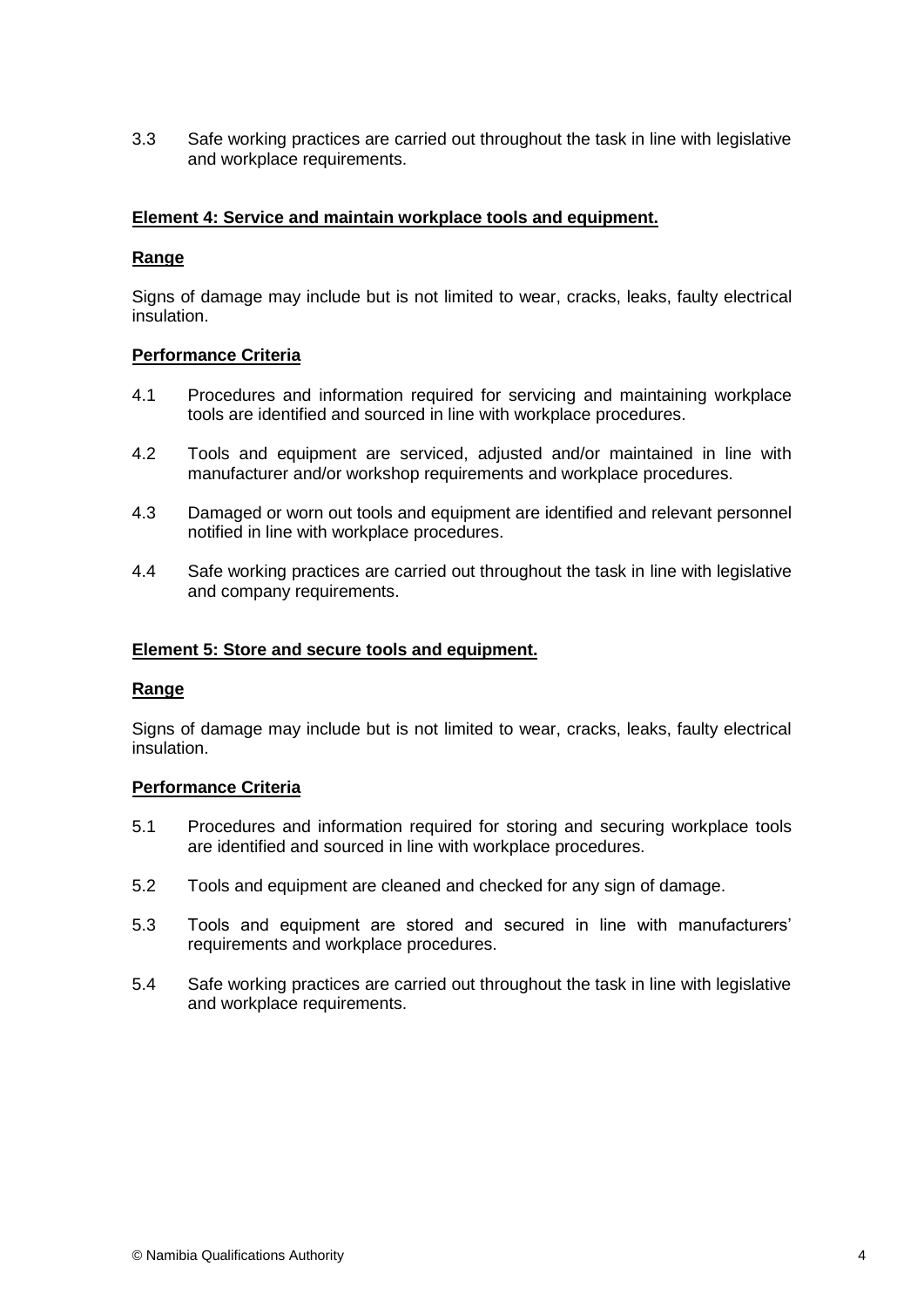3.3 Safe working practices are carried out throughout the task in line with legislative and workplace requirements.

**Element 4: Service and maintain workplace tools and equipment.**

**Range**

Signs of damage may include but is not limited to wear, cracks, leaks, faulty electrical insulation.

**Performance Criteria**

4.1 Procedures and information required for servicing and maintaining workplace tools are identified and sourced in line with workplace procedures.

4.2 Tools and equipment are serviced, adjusted and/or maintained in line with manufacturer and/or workshop requirements and workplace procedures.

4.3 Damaged or worn out tools and equipment are identified and relevant personnel notified in line with workplace procedures.

4.4 Safe working practices are carried out throughout the task in line with legislative and company requirements.

**Element 5: Store and secure tools and equipment.**

**Range**

Signs of damage may include but is not limited to wear, cracks, leaks, faulty electrical insulation.

**Performance Criteria**

5.1 Procedures and information required for storing and securing workplace tools are identified and sourced in line with workplace procedures.

5.2 Tools and equipment are cleaned and checked for any sign of damage.

5.3 Tools and equipment are stored and secured in line with manufacturers' requirements and workplace procedures.

5.4 Safe working practices are carried out throughout the task in line with legislative and workplace requirements.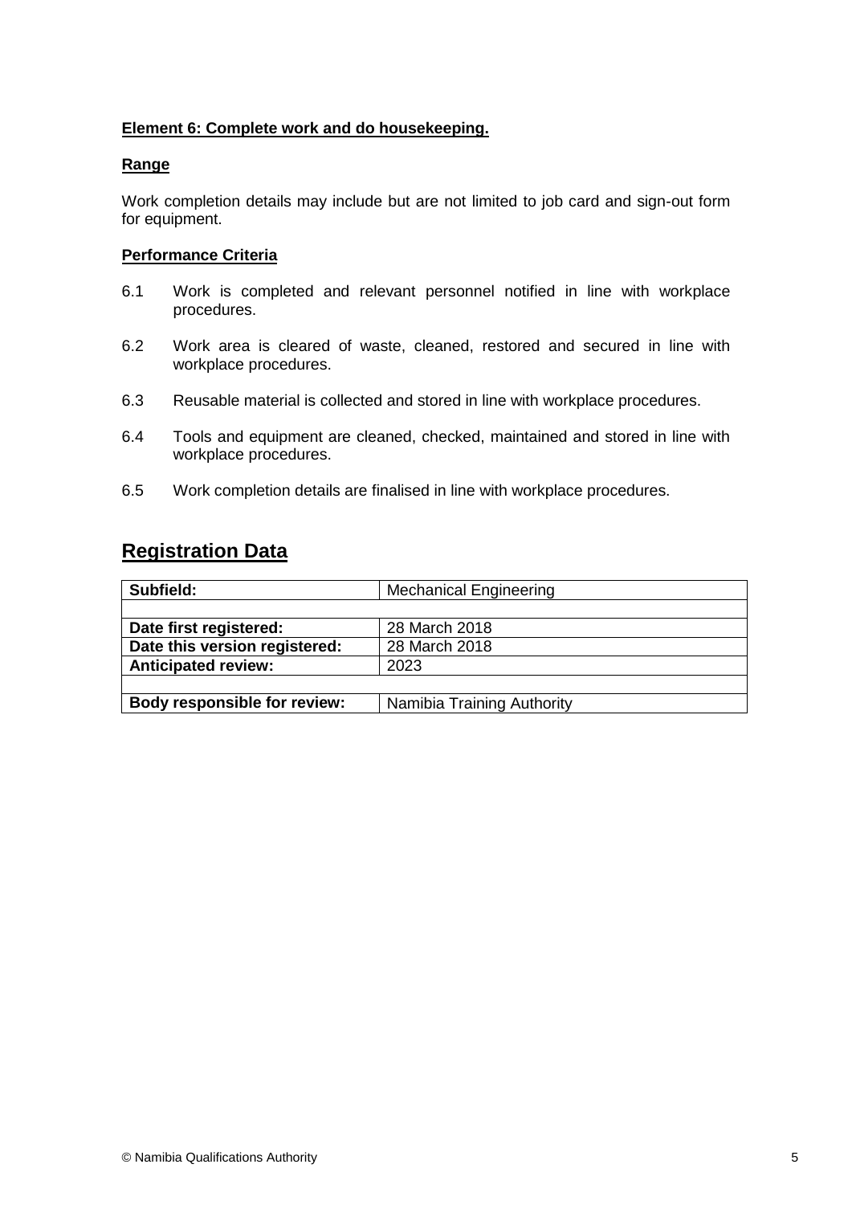**Element 6: Complete work and do housekeeping.**

**Range**

Work completion details may include but are not limited to job card and sign-out form for equipment.

**Performance Criteria**

6.1 Work is completed and relevant personnel notified in line with workplace procedures.

6.2 Work area is cleared of waste, cleaned, restored and secured in line with workplace procedures.

6.3 Reusable material is collected and stored in line with workplace procedures.

6.4 Tools and equipment are cleaned, checked, maintained and stored in line with workplace procedures.

6.5 Work completion details are finalised in line with workplace procedures.

## Registration Data

| | |
|---|---|
| **Subfield:** | Mechanical Engineering |
| | |
| **Date first registered:** | 28 March 2018 |
| **Date this version registered:** | 28 March 2018 |
| **Anticipated review:** | 2023 |
| | |
| **Body responsible for review:** | Namibia Training Authority |

© Namibia Qualifications Authority